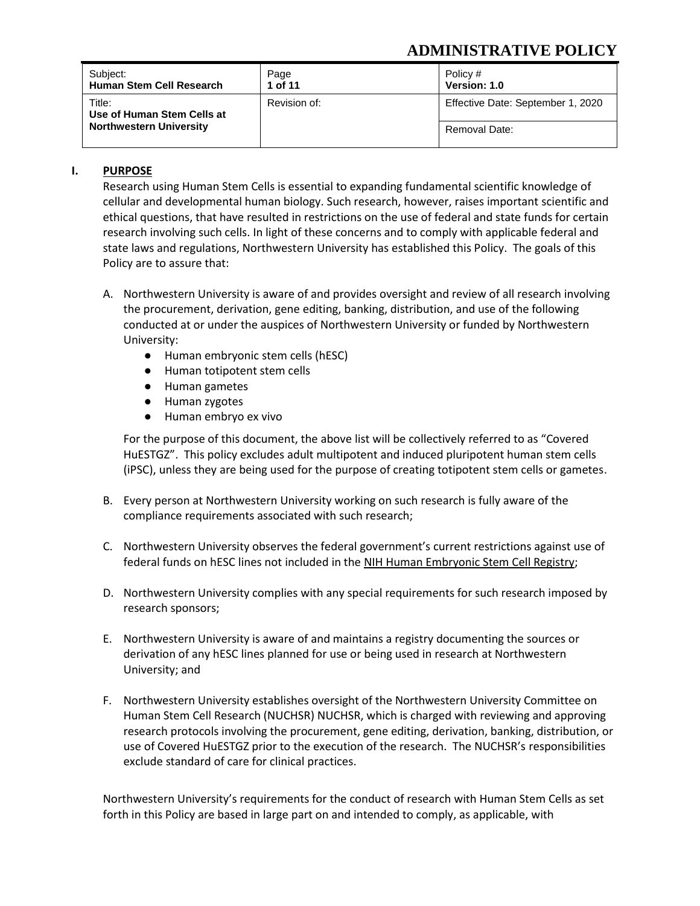# ADMINISTRATIVE POLICY

| Subject: **Human Stem Cell Research** | Page **1 of 11** | Policy # **Version: 1.0** |
|---|---|---|
| Title: **Use of Human Stem Cells at Northwestern University** | Revision of: | Effective Date: September 1, 2020 |
| | | Removal Date: |

## I. PURPOSE

Research using Human Stem Cells is essential to expanding fundamental scientific knowledge of cellular and developmental human biology. Such research, however, raises important scientific and ethical questions, that have resulted in restrictions on the use of federal and state funds for certain research involving such cells. In light of these concerns and to comply with applicable federal and state laws and regulations, Northwestern University has established this Policy. The goals of this Policy are to assure that:

A. Northwestern University is aware of and provides oversight and review of all research involving the procurement, derivation, gene editing, banking, distribution, and use of the following conducted at or under the auspices of Northwestern University or funded by Northwestern University:
   - Human embryonic stem cells (hESC)
   - Human totipotent stem cells
   - Human gametes
   - Human zygotes
   - Human embryo ex vivo

   For the purpose of this document, the above list will be collectively referred to as "Covered HuESTGZ". This policy excludes adult multipotent and induced pluripotent human stem cells (iPSC), unless they are being used for the purpose of creating totipotent stem cells or gametes.

B. Every person at Northwestern University working on such research is fully aware of the compliance requirements associated with such research;

C. Northwestern University observes the federal government's current restrictions against use of federal funds on hESC lines not included in the NIH Human Embryonic Stem Cell Registry;

D. Northwestern University complies with any special requirements for such research imposed by research sponsors;

E. Northwestern University is aware of and maintains a registry documenting the sources or derivation of any hESC lines planned for use or being used in research at Northwestern University; and

F. Northwestern University establishes oversight of the Northwestern University Committee on Human Stem Cell Research (NUCHSR) NUCHSR, which is charged with reviewing and approving research protocols involving the procurement, gene editing, derivation, banking, distribution, or use of Covered HuESTGZ prior to the execution of the research. The NUCHSR's responsibilities exclude standard of care for clinical practices.

Northwestern University's requirements for the conduct of research with Human Stem Cells as set forth in this Policy are based in large part on and intended to comply, as applicable, with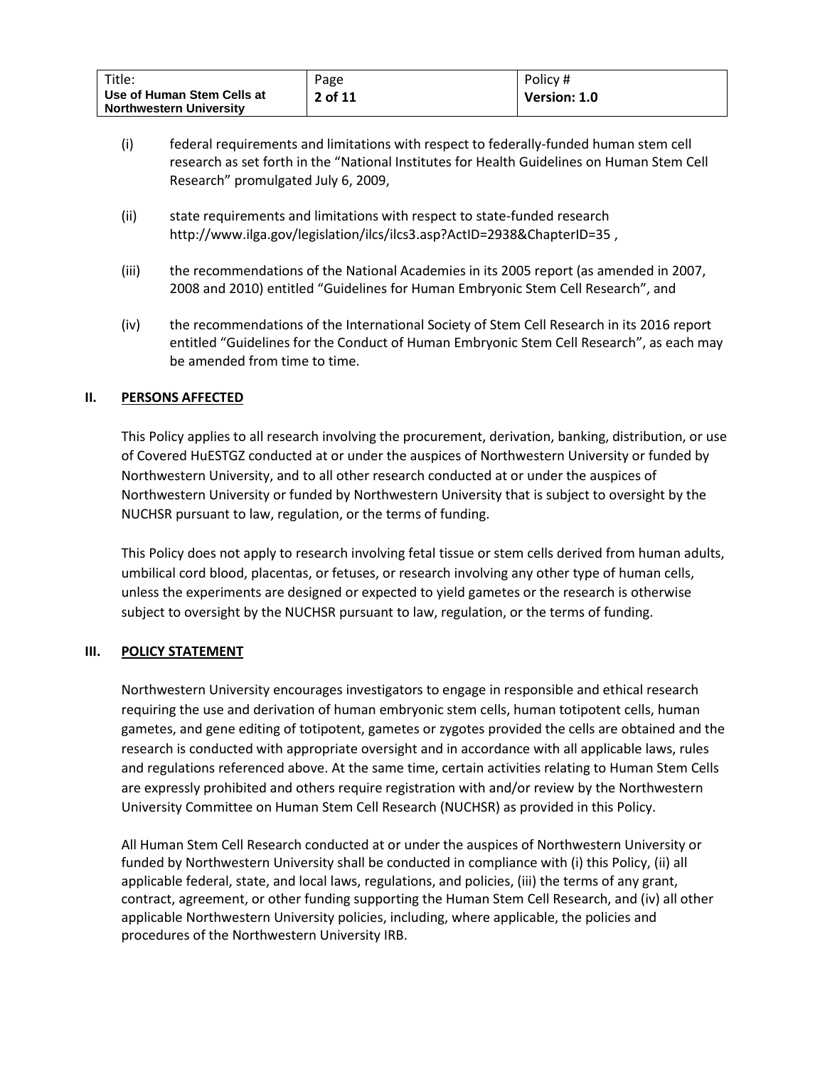(i) federal requirements and limitations with respect to federally-funded human stem cell research as set forth in the "National Institutes for Health Guidelines on Human Stem Cell Research" promulgated July 6, 2009,

(ii) state requirements and limitations with respect to state-funded research http://www.ilga.gov/legislation/ilcs/ilcs3.asp?ActID=2938&ChapterID=35 ,

(iii) the recommendations of the National Academies in its 2005 report (as amended in 2007, 2008 and 2010) entitled "Guidelines for Human Embryonic Stem Cell Research", and

(iv) the recommendations of the International Society of Stem Cell Research in its 2016 report entitled "Guidelines for the Conduct of Human Embryonic Stem Cell Research", as each may be amended from time to time.

## II. PERSONS AFFECTED

This Policy applies to all research involving the procurement, derivation, banking, distribution, or use of Covered HuESTGZ conducted at or under the auspices of Northwestern University or funded by Northwestern University, and to all other research conducted at or under the auspices of Northwestern University or funded by Northwestern University that is subject to oversight by the NUCHSR pursuant to law, regulation, or the terms of funding.

This Policy does not apply to research involving fetal tissue or stem cells derived from human adults, umbilical cord blood, placentas, or fetuses, or research involving any other type of human cells, unless the experiments are designed or expected to yield gametes or the research is otherwise subject to oversight by the NUCHSR pursuant to law, regulation, or the terms of funding.

## III. POLICY STATEMENT

Northwestern University encourages investigators to engage in responsible and ethical research requiring the use and derivation of human embryonic stem cells, human totipotent cells, human gametes, and gene editing of totipotent, gametes or zygotes provided the cells are obtained and the research is conducted with appropriate oversight and in accordance with all applicable laws, rules and regulations referenced above. At the same time, certain activities relating to Human Stem Cells are expressly prohibited and others require registration with and/or review by the Northwestern University Committee on Human Stem Cell Research (NUCHSR) as provided in this Policy.

All Human Stem Cell Research conducted at or under the auspices of Northwestern University or funded by Northwestern University shall be conducted in compliance with (i) this Policy, (ii) all applicable federal, state, and local laws, regulations, and policies, (iii) the terms of any grant, contract, agreement, or other funding supporting the Human Stem Cell Research, and (iv) all other applicable Northwestern University policies, including, where applicable, the policies and procedures of the Northwestern University IRB.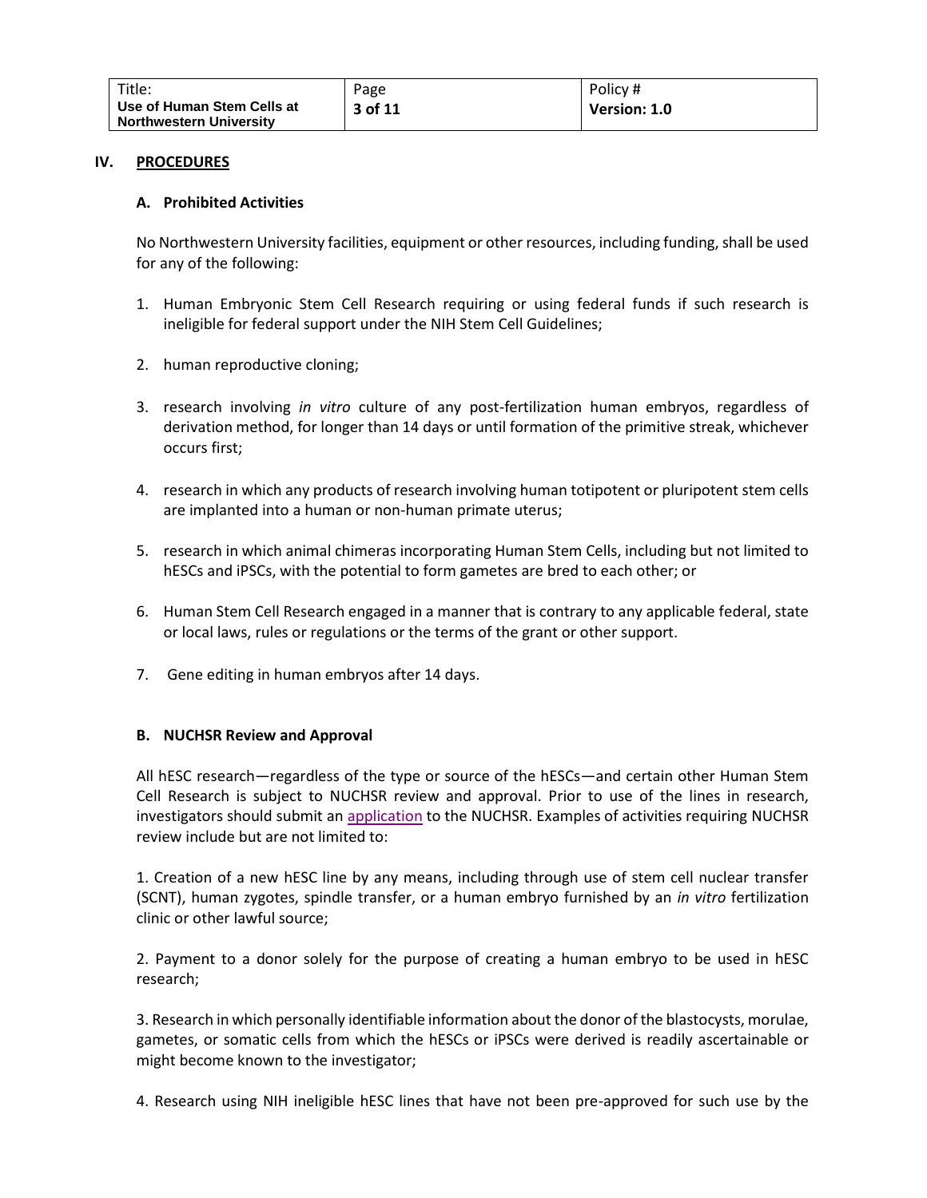## IV. PROCEDURES

### A. Prohibited Activities

No Northwestern University facilities, equipment or other resources, including funding, shall be used for any of the following:

1. Human Embryonic Stem Cell Research requiring or using federal funds if such research is ineligible for federal support under the NIH Stem Cell Guidelines;

2. human reproductive cloning;

3. research involving *in vitro* culture of any post-fertilization human embryos, regardless of derivation method, for longer than 14 days or until formation of the primitive streak, whichever occurs first;

4. research in which any products of research involving human totipotent or pluripotent stem cells are implanted into a human or non-human primate uterus;

5. research in which animal chimeras incorporating Human Stem Cells, including but not limited to hESCs and iPSCs, with the potential to form gametes are bred to each other; or

6. Human Stem Cell Research engaged in a manner that is contrary to any applicable federal, state or local laws, rules or regulations or the terms of the grant or other support.

7. Gene editing in human embryos after 14 days.

### B. NUCHSR Review and Approval

All hESC research—regardless of the type or source of the hESCs—and certain other Human Stem Cell Research is subject to NUCHSR review and approval. Prior to use of the lines in research, investigators should submit an application to the NUCHSR. Examples of activities requiring NUCHSR review include but are not limited to:

1. Creation of a new hESC line by any means, including through use of stem cell nuclear transfer (SCNT), human zygotes, spindle transfer, or a human embryo furnished by an *in vitro* fertilization clinic or other lawful source;

2. Payment to a donor solely for the purpose of creating a human embryo to be used in hESC research;

3. Research in which personally identifiable information about the donor of the blastocysts, morulae, gametes, or somatic cells from which the hESCs or iPSCs were derived is readily ascertainable or might become known to the investigator;

4. Research using NIH ineligible hESC lines that have not been pre-approved for such use by the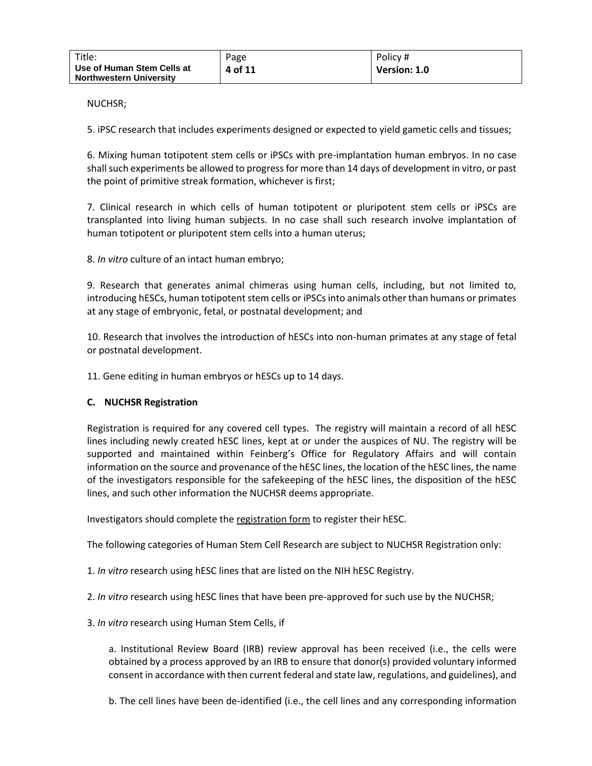NUCHSR;

5. iPSC research that includes experiments designed or expected to yield gametic cells and tissues;

6. Mixing human totipotent stem cells or iPSCs with pre-implantation human embryos. In no case shall such experiments be allowed to progress for more than 14 days of development in vitro, or past the point of primitive streak formation, whichever is first;

7. Clinical research in which cells of human totipotent or pluripotent stem cells or iPSCs are transplanted into living human subjects. In no case shall such research involve implantation of human totipotent or pluripotent stem cells into a human uterus;

8. *In vitro* culture of an intact human embryo;

9. Research that generates animal chimeras using human cells, including, but not limited to, introducing hESCs, human totipotent stem cells or iPSCs into animals other than humans or primates at any stage of embryonic, fetal, or postnatal development; and

10. Research that involves the introduction of hESCs into non-human primates at any stage of fetal or postnatal development.

11. Gene editing in human embryos or hESCs up to 14 days.

### C. NUCHSR Registration

Registration is required for any covered cell types. The registry will maintain a record of all hESC lines including newly created hESC lines, kept at or under the auspices of NU. The registry will be supported and maintained within Feinberg's Office for Regulatory Affairs and will contain information on the source and provenance of the hESC lines, the location of the hESC lines, the name of the investigators responsible for the safekeeping of the hESC lines, the disposition of the hESC lines, and such other information the NUCHSR deems appropriate.

Investigators should complete the registration form to register their hESC.

The following categories of Human Stem Cell Research are subject to NUCHSR Registration only:

1. *In vitro* research using hESC lines that are listed on the NIH hESC Registry.

2. *In vitro* research using hESC lines that have been pre-approved for such use by the NUCHSR;

3. *In vitro* research using Human Stem Cells, if

   a. Institutional Review Board (IRB) review approval has been received (i.e., the cells were obtained by a process approved by an IRB to ensure that donor(s) provided voluntary informed consent in accordance with then current federal and state law, regulations, and guidelines), and

   b. The cell lines have been de-identified (i.e., the cell lines and any corresponding information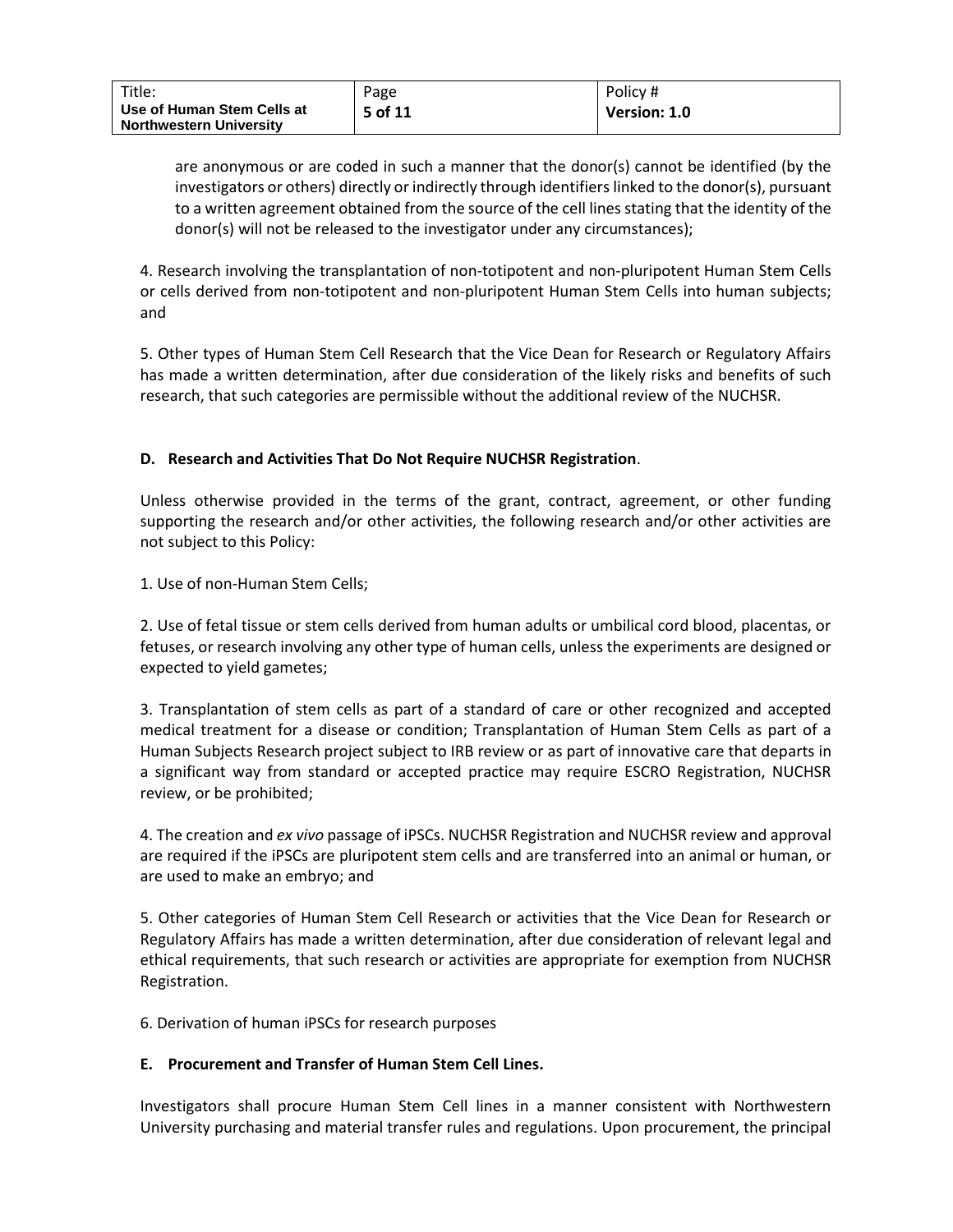are anonymous or are coded in such a manner that the donor(s) cannot be identified (by the investigators or others) directly or indirectly through identifiers linked to the donor(s), pursuant to a written agreement obtained from the source of the cell lines stating that the identity of the donor(s) will not be released to the investigator under any circumstances);

4. Research involving the transplantation of non-totipotent and non-pluripotent Human Stem Cells or cells derived from non-totipotent and non-pluripotent Human Stem Cells into human subjects; and

5. Other types of Human Stem Cell Research that the Vice Dean for Research or Regulatory Affairs has made a written determination, after due consideration of the likely risks and benefits of such research, that such categories are permissible without the additional review of the NUCHSR.

### D. Research and Activities That Do Not Require NUCHSR Registration.

Unless otherwise provided in the terms of the grant, contract, agreement, or other funding supporting the research and/or other activities, the following research and/or other activities are not subject to this Policy:

1. Use of non-Human Stem Cells;

2. Use of fetal tissue or stem cells derived from human adults or umbilical cord blood, placentas, or fetuses, or research involving any other type of human cells, unless the experiments are designed or expected to yield gametes;

3. Transplantation of stem cells as part of a standard of care or other recognized and accepted medical treatment for a disease or condition; Transplantation of Human Stem Cells as part of a Human Subjects Research project subject to IRB review or as part of innovative care that departs in a significant way from standard or accepted practice may require ESCRO Registration, NUCHSR review, or be prohibited;

4. The creation and *ex vivo* passage of iPSCs. NUCHSR Registration and NUCHSR review and approval are required if the iPSCs are pluripotent stem cells and are transferred into an animal or human, or are used to make an embryo; and

5. Other categories of Human Stem Cell Research or activities that the Vice Dean for Research or Regulatory Affairs has made a written determination, after due consideration of relevant legal and ethical requirements, that such research or activities are appropriate for exemption from NUCHSR Registration.

6. Derivation of human iPSCs for research purposes

### E. Procurement and Transfer of Human Stem Cell Lines.

Investigators shall procure Human Stem Cell lines in a manner consistent with Northwestern University purchasing and material transfer rules and regulations. Upon procurement, the principal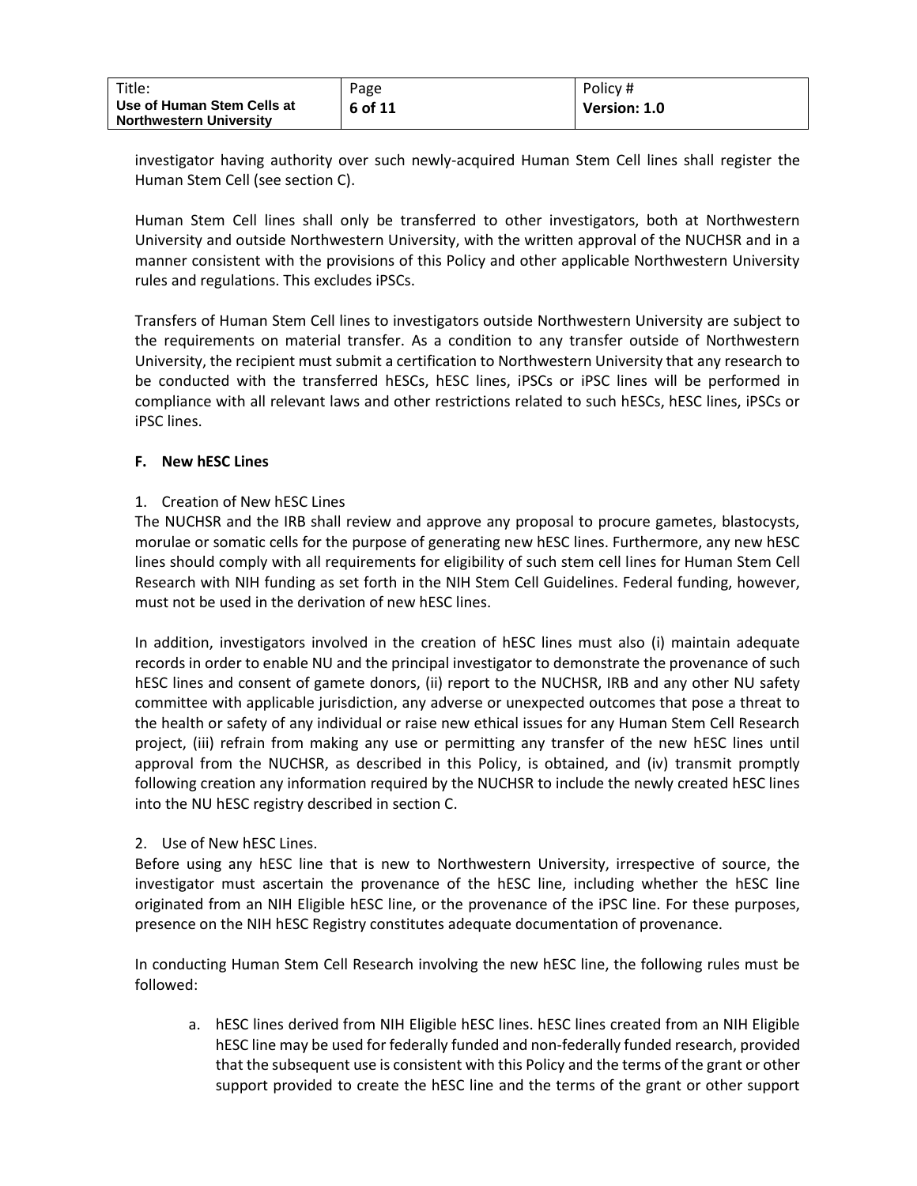investigator having authority over such newly-acquired Human Stem Cell lines shall register the Human Stem Cell (see section C).

Human Stem Cell lines shall only be transferred to other investigators, both at Northwestern University and outside Northwestern University, with the written approval of the NUCHSR and in a manner consistent with the provisions of this Policy and other applicable Northwestern University rules and regulations. This excludes iPSCs.

Transfers of Human Stem Cell lines to investigators outside Northwestern University are subject to the requirements on material transfer. As a condition to any transfer outside of Northwestern University, the recipient must submit a certification to Northwestern University that any research to be conducted with the transferred hESCs, hESC lines, iPSCs or iPSC lines will be performed in compliance with all relevant laws and other restrictions related to such hESCs, hESC lines, iPSCs or iPSC lines.

## F. New hESC Lines

1. Creation of New hESC Lines

The NUCHSR and the IRB shall review and approve any proposal to procure gametes, blastocysts, morulae or somatic cells for the purpose of generating new hESC lines. Furthermore, any new hESC lines should comply with all requirements for eligibility of such stem cell lines for Human Stem Cell Research with NIH funding as set forth in the NIH Stem Cell Guidelines. Federal funding, however, must not be used in the derivation of new hESC lines.

In addition, investigators involved in the creation of hESC lines must also (i) maintain adequate records in order to enable NU and the principal investigator to demonstrate the provenance of such hESC lines and consent of gamete donors, (ii) report to the NUCHSR, IRB and any other NU safety committee with applicable jurisdiction, any adverse or unexpected outcomes that pose a threat to the health or safety of any individual or raise new ethical issues for any Human Stem Cell Research project, (iii) refrain from making any use or permitting any transfer of the new hESC lines until approval from the NUCHSR, as described in this Policy, is obtained, and (iv) transmit promptly following creation any information required by the NUCHSR to include the newly created hESC lines into the NU hESC registry described in section C.

2. Use of New hESC Lines.

Before using any hESC line that is new to Northwestern University, irrespective of source, the investigator must ascertain the provenance of the hESC line, including whether the hESC line originated from an NIH Eligible hESC line, or the provenance of the iPSC line. For these purposes, presence on the NIH hESC Registry constitutes adequate documentation of provenance.

In conducting Human Stem Cell Research involving the new hESC line, the following rules must be followed:

a. hESC lines derived from NIH Eligible hESC lines. hESC lines created from an NIH Eligible hESC line may be used for federally funded and non-federally funded research, provided that the subsequent use is consistent with this Policy and the terms of the grant or other support provided to create the hESC line and the terms of the grant or other support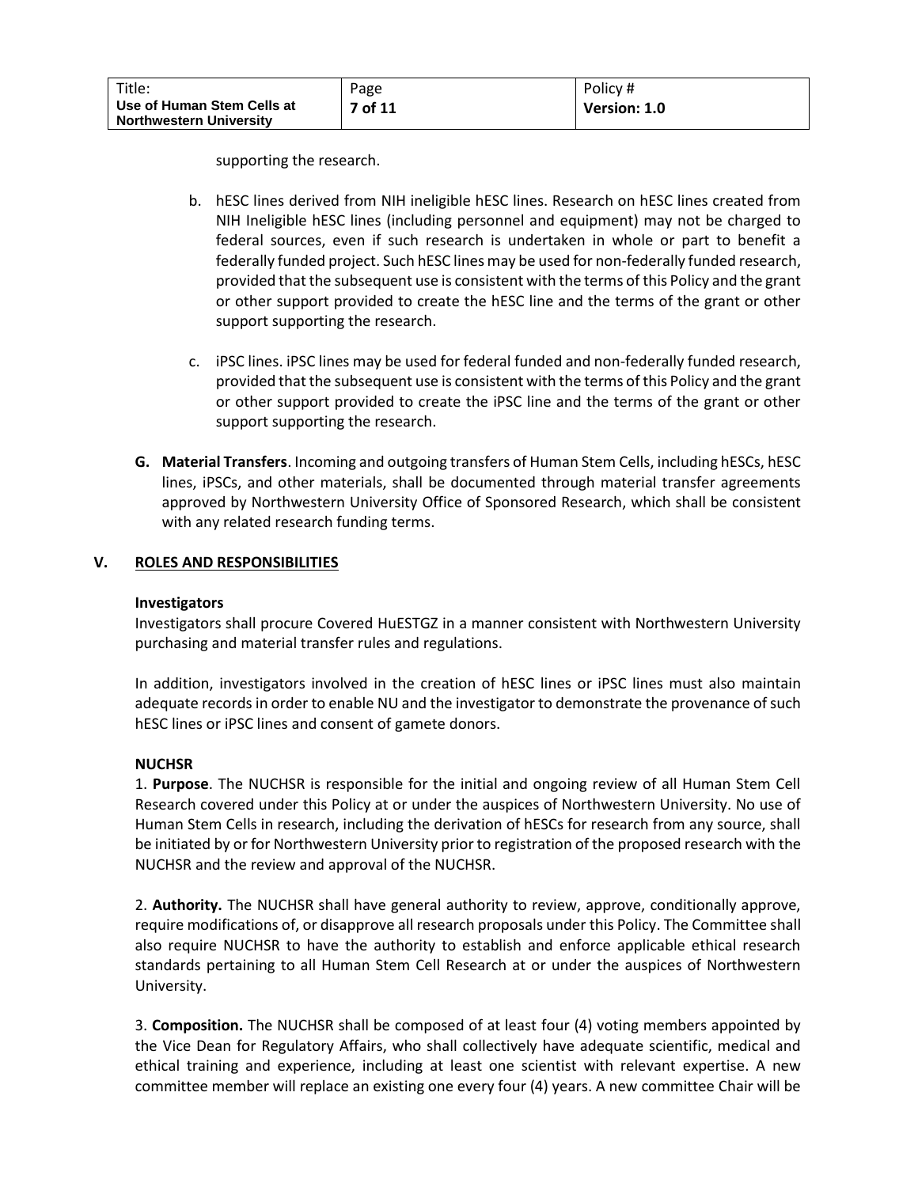supporting the research.

b. hESC lines derived from NIH ineligible hESC lines. Research on hESC lines created from NIH Ineligible hESC lines (including personnel and equipment) may not be charged to federal sources, even if such research is undertaken in whole or part to benefit a federally funded project. Such hESC lines may be used for non-federally funded research, provided that the subsequent use is consistent with the terms of this Policy and the grant or other support provided to create the hESC line and the terms of the grant or other support supporting the research.

c. iPSC lines. iPSC lines may be used for federal funded and non-federally funded research, provided that the subsequent use is consistent with the terms of this Policy and the grant or other support provided to create the iPSC line and the terms of the grant or other support supporting the research.

**G. Material Transfers**. Incoming and outgoing transfers of Human Stem Cells, including hESCs, hESC lines, iPSCs, and other materials, shall be documented through material transfer agreements approved by Northwestern University Office of Sponsored Research, which shall be consistent with any related research funding terms.

## V. ROLES AND RESPONSIBILITIES

**Investigators**

Investigators shall procure Covered HuESTGZ in a manner consistent with Northwestern University purchasing and material transfer rules and regulations.

In addition, investigators involved in the creation of hESC lines or iPSC lines must also maintain adequate records in order to enable NU and the investigator to demonstrate the provenance of such hESC lines or iPSC lines and consent of gamete donors.

**NUCHSR**

1. **Purpose**. The NUCHSR is responsible for the initial and ongoing review of all Human Stem Cell Research covered under this Policy at or under the auspices of Northwestern University. No use of Human Stem Cells in research, including the derivation of hESCs for research from any source, shall be initiated by or for Northwestern University prior to registration of the proposed research with the NUCHSR and the review and approval of the NUCHSR.

2. **Authority.** The NUCHSR shall have general authority to review, approve, conditionally approve, require modifications of, or disapprove all research proposals under this Policy. The Committee shall also require NUCHSR to have the authority to establish and enforce applicable ethical research standards pertaining to all Human Stem Cell Research at or under the auspices of Northwestern University.

3. **Composition.** The NUCHSR shall be composed of at least four (4) voting members appointed by the Vice Dean for Regulatory Affairs, who shall collectively have adequate scientific, medical and ethical training and experience, including at least one scientist with relevant expertise. A new committee member will replace an existing one every four (4) years. A new committee Chair will be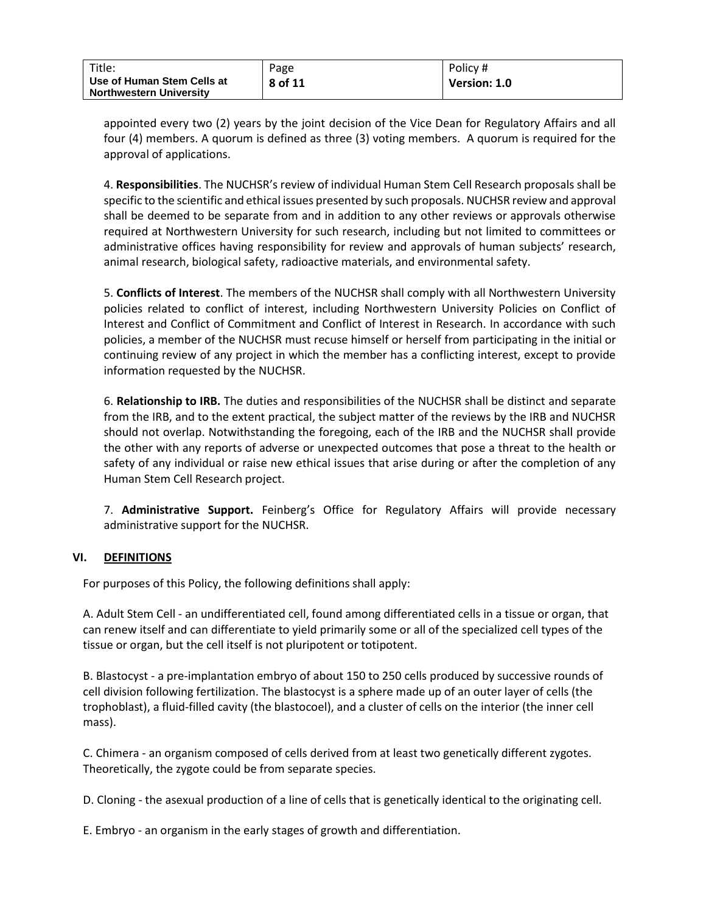appointed every two (2) years by the joint decision of the Vice Dean for Regulatory Affairs and all four (4) members. A quorum is defined as three (3) voting members. A quorum is required for the approval of applications.

4. **Responsibilities**. The NUCHSR's review of individual Human Stem Cell Research proposals shall be specific to the scientific and ethical issues presented by such proposals. NUCHSR review and approval shall be deemed to be separate from and in addition to any other reviews or approvals otherwise required at Northwestern University for such research, including but not limited to committees or administrative offices having responsibility for review and approvals of human subjects' research, animal research, biological safety, radioactive materials, and environmental safety.

5. **Conflicts of Interest**. The members of the NUCHSR shall comply with all Northwestern University policies related to conflict of interest, including Northwestern University Policies on Conflict of Interest and Conflict of Commitment and Conflict of Interest in Research. In accordance with such policies, a member of the NUCHSR must recuse himself or herself from participating in the initial or continuing review of any project in which the member has a conflicting interest, except to provide information requested by the NUCHSR.

6. **Relationship to IRB.** The duties and responsibilities of the NUCHSR shall be distinct and separate from the IRB, and to the extent practical, the subject matter of the reviews by the IRB and NUCHSR should not overlap. Notwithstanding the foregoing, each of the IRB and the NUCHSR shall provide the other with any reports of adverse or unexpected outcomes that pose a threat to the health or safety of any individual or raise new ethical issues that arise during or after the completion of any Human Stem Cell Research project.

7. **Administrative Support.** Feinberg's Office for Regulatory Affairs will provide necessary administrative support for the NUCHSR.

## VI. DEFINITIONS

For purposes of this Policy, the following definitions shall apply:

A. Adult Stem Cell - an undifferentiated cell, found among differentiated cells in a tissue or organ, that can renew itself and can differentiate to yield primarily some or all of the specialized cell types of the tissue or organ, but the cell itself is not pluripotent or totipotent.

B. Blastocyst - a pre-implantation embryo of about 150 to 250 cells produced by successive rounds of cell division following fertilization. The blastocyst is a sphere made up of an outer layer of cells (the trophoblast), a fluid-filled cavity (the blastocoel), and a cluster of cells on the interior (the inner cell mass).

C. Chimera - an organism composed of cells derived from at least two genetically different zygotes. Theoretically, the zygote could be from separate species.

D. Cloning - the asexual production of a line of cells that is genetically identical to the originating cell.

E. Embryo - an organism in the early stages of growth and differentiation.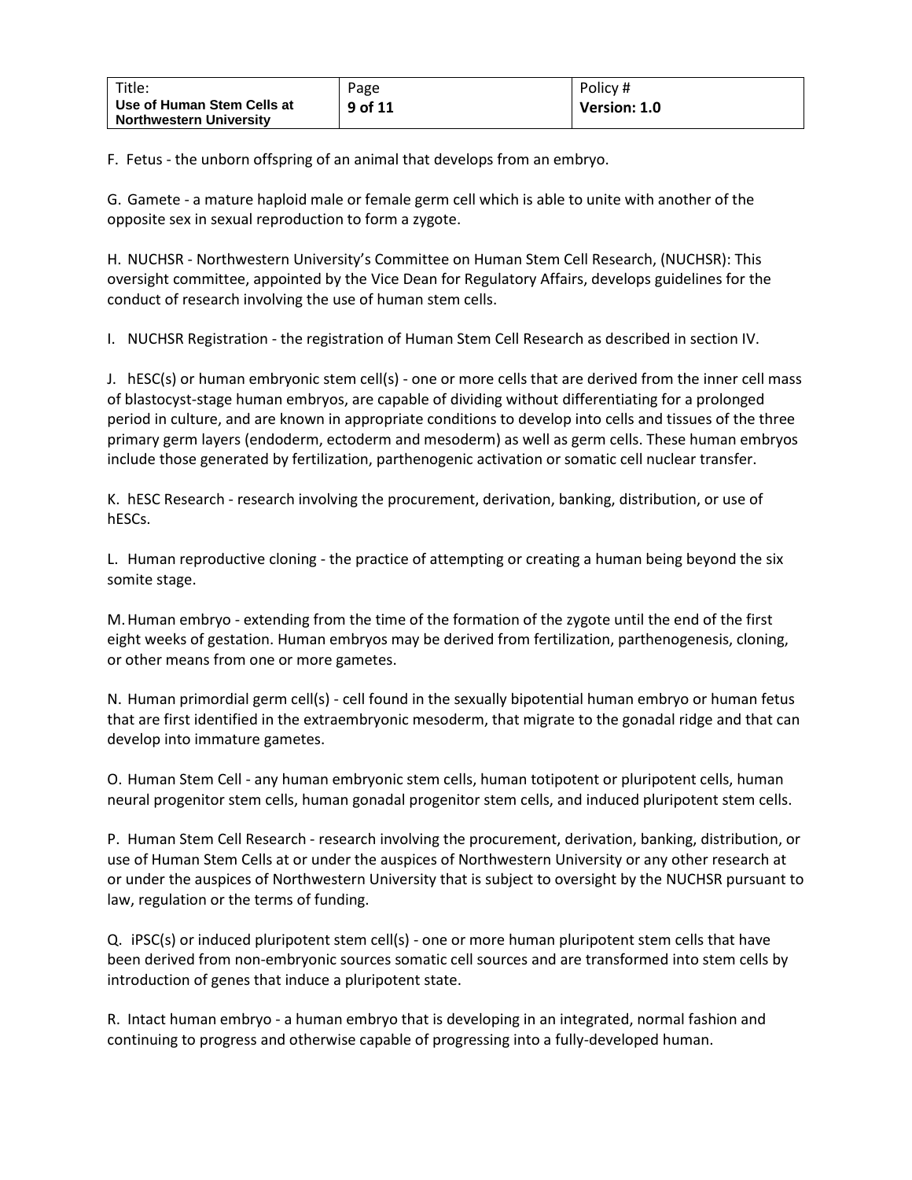F. Fetus - the unborn offspring of an animal that develops from an embryo.

G. Gamete - a mature haploid male or female germ cell which is able to unite with another of the opposite sex in sexual reproduction to form a zygote.

H. NUCHSR - Northwestern University's Committee on Human Stem Cell Research, (NUCHSR): This oversight committee, appointed by the Vice Dean for Regulatory Affairs, develops guidelines for the conduct of research involving the use of human stem cells.

I. NUCHSR Registration - the registration of Human Stem Cell Research as described in section IV.

J. hESC(s) or human embryonic stem cell(s) - one or more cells that are derived from the inner cell mass of blastocyst-stage human embryos, are capable of dividing without differentiating for a prolonged period in culture, and are known in appropriate conditions to develop into cells and tissues of the three primary germ layers (endoderm, ectoderm and mesoderm) as well as germ cells. These human embryos include those generated by fertilization, parthenogenic activation or somatic cell nuclear transfer.

K. hESC Research - research involving the procurement, derivation, banking, distribution, or use of hESCs.

L. Human reproductive cloning - the practice of attempting or creating a human being beyond the six somite stage.

M. Human embryo - extending from the time of the formation of the zygote until the end of the first eight weeks of gestation. Human embryos may be derived from fertilization, parthenogenesis, cloning, or other means from one or more gametes.

N. Human primordial germ cell(s) - cell found in the sexually bipotential human embryo or human fetus that are first identified in the extraembryonic mesoderm, that migrate to the gonadal ridge and that can develop into immature gametes.

O. Human Stem Cell - any human embryonic stem cells, human totipotent or pluripotent cells, human neural progenitor stem cells, human gonadal progenitor stem cells, and induced pluripotent stem cells.

P. Human Stem Cell Research - research involving the procurement, derivation, banking, distribution, or use of Human Stem Cells at or under the auspices of Northwestern University or any other research at or under the auspices of Northwestern University that is subject to oversight by the NUCHSR pursuant to law, regulation or the terms of funding.

Q. iPSC(s) or induced pluripotent stem cell(s) - one or more human pluripotent stem cells that have been derived from non-embryonic sources somatic cell sources and are transformed into stem cells by introduction of genes that induce a pluripotent state.

R. Intact human embryo - a human embryo that is developing in an integrated, normal fashion and continuing to progress and otherwise capable of progressing into a fully-developed human.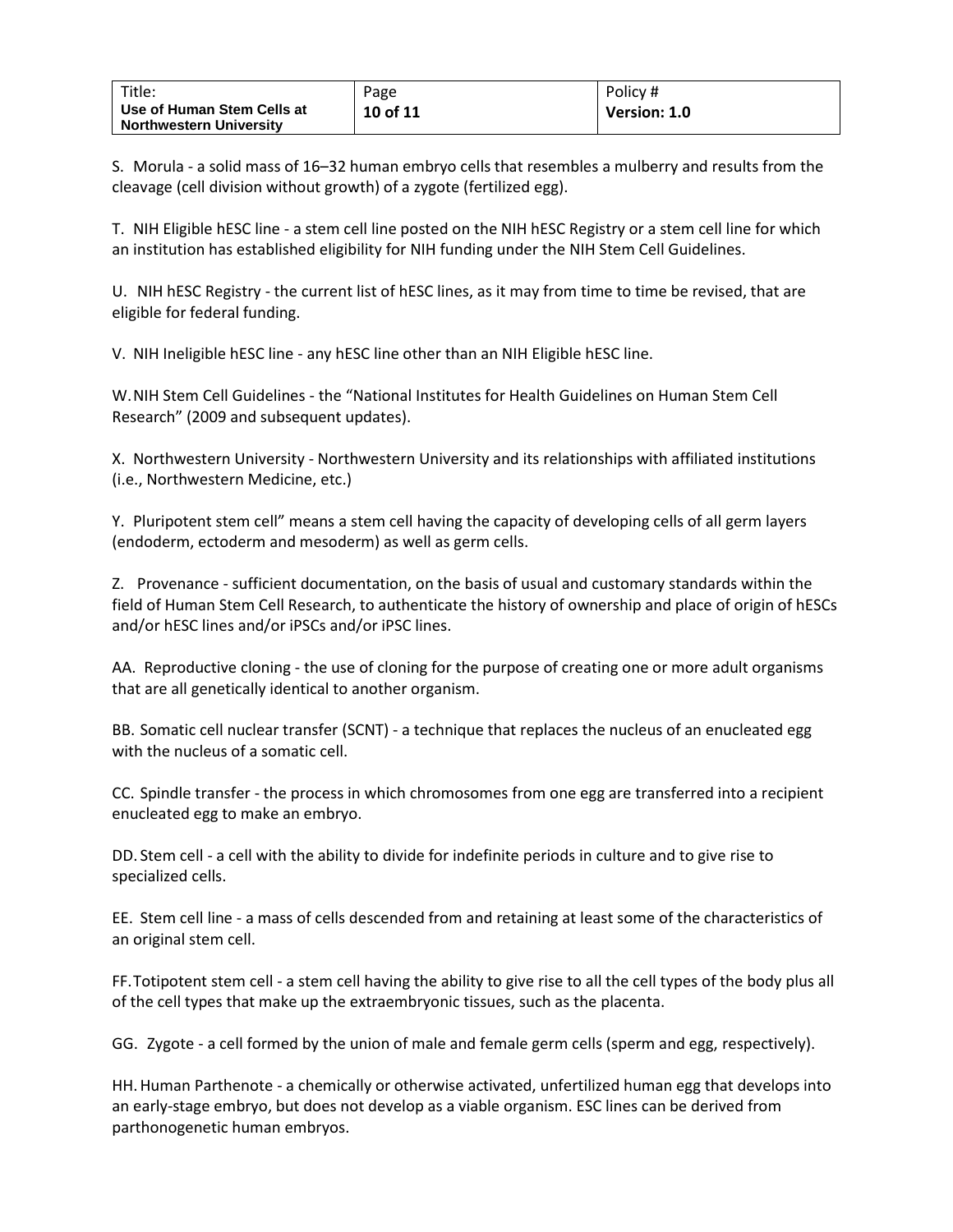S. Morula - a solid mass of 16–32 human embryo cells that resembles a mulberry and results from the cleavage (cell division without growth) of a zygote (fertilized egg).

T. NIH Eligible hESC line - a stem cell line posted on the NIH hESC Registry or a stem cell line for which an institution has established eligibility for NIH funding under the NIH Stem Cell Guidelines.

U. NIH hESC Registry - the current list of hESC lines, as it may from time to time be revised, that are eligible for federal funding.

V. NIH Ineligible hESC line - any hESC line other than an NIH Eligible hESC line.

W. NIH Stem Cell Guidelines - the "National Institutes for Health Guidelines on Human Stem Cell Research" (2009 and subsequent updates).

X. Northwestern University - Northwestern University and its relationships with affiliated institutions (i.e., Northwestern Medicine, etc.)

Y. Pluripotent stem cell" means a stem cell having the capacity of developing cells of all germ layers (endoderm, ectoderm and mesoderm) as well as germ cells.

Z. Provenance - sufficient documentation, on the basis of usual and customary standards within the field of Human Stem Cell Research, to authenticate the history of ownership and place of origin of hESCs and/or hESC lines and/or iPSCs and/or iPSC lines.

AA. Reproductive cloning - the use of cloning for the purpose of creating one or more adult organisms that are all genetically identical to another organism.

BB. Somatic cell nuclear transfer (SCNT) - a technique that replaces the nucleus of an enucleated egg with the nucleus of a somatic cell.

CC. Spindle transfer - the process in which chromosomes from one egg are transferred into a recipient enucleated egg to make an embryo.

DD. Stem cell - a cell with the ability to divide for indefinite periods in culture and to give rise to specialized cells.

EE. Stem cell line - a mass of cells descended from and retaining at least some of the characteristics of an original stem cell.

FF. Totipotent stem cell - a stem cell having the ability to give rise to all the cell types of the body plus all of the cell types that make up the extraembryonic tissues, such as the placenta.

GG. Zygote - a cell formed by the union of male and female germ cells (sperm and egg, respectively).

HH. Human Parthenote - a chemically or otherwise activated, unfertilized human egg that develops into an early-stage embryo, but does not develop as a viable organism. ESC lines can be derived from parthonogenetic human embryos.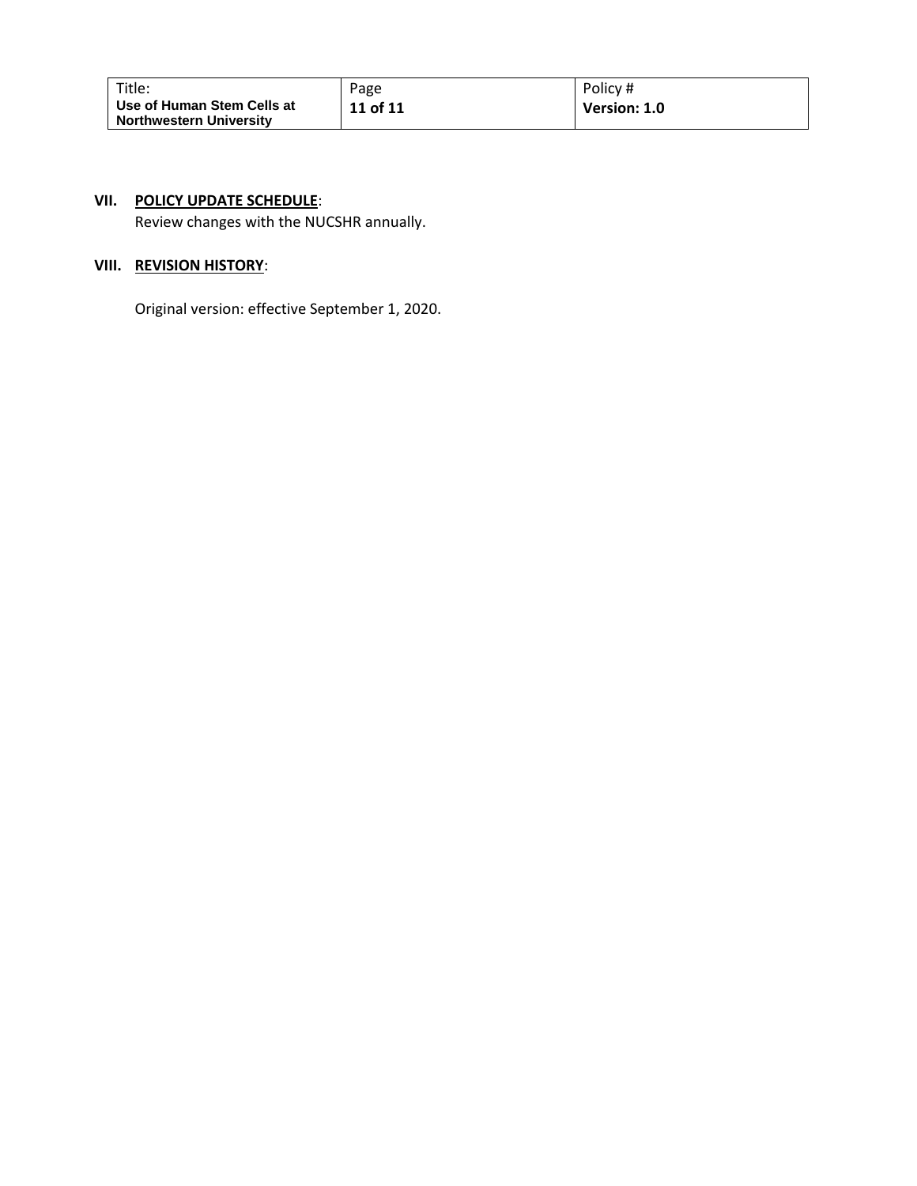## VII. **POLICY UPDATE SCHEDULE**:

Review changes with the NUCSHR annually.

## VIII. **REVISION HISTORY**:

Original version: effective September 1, 2020.